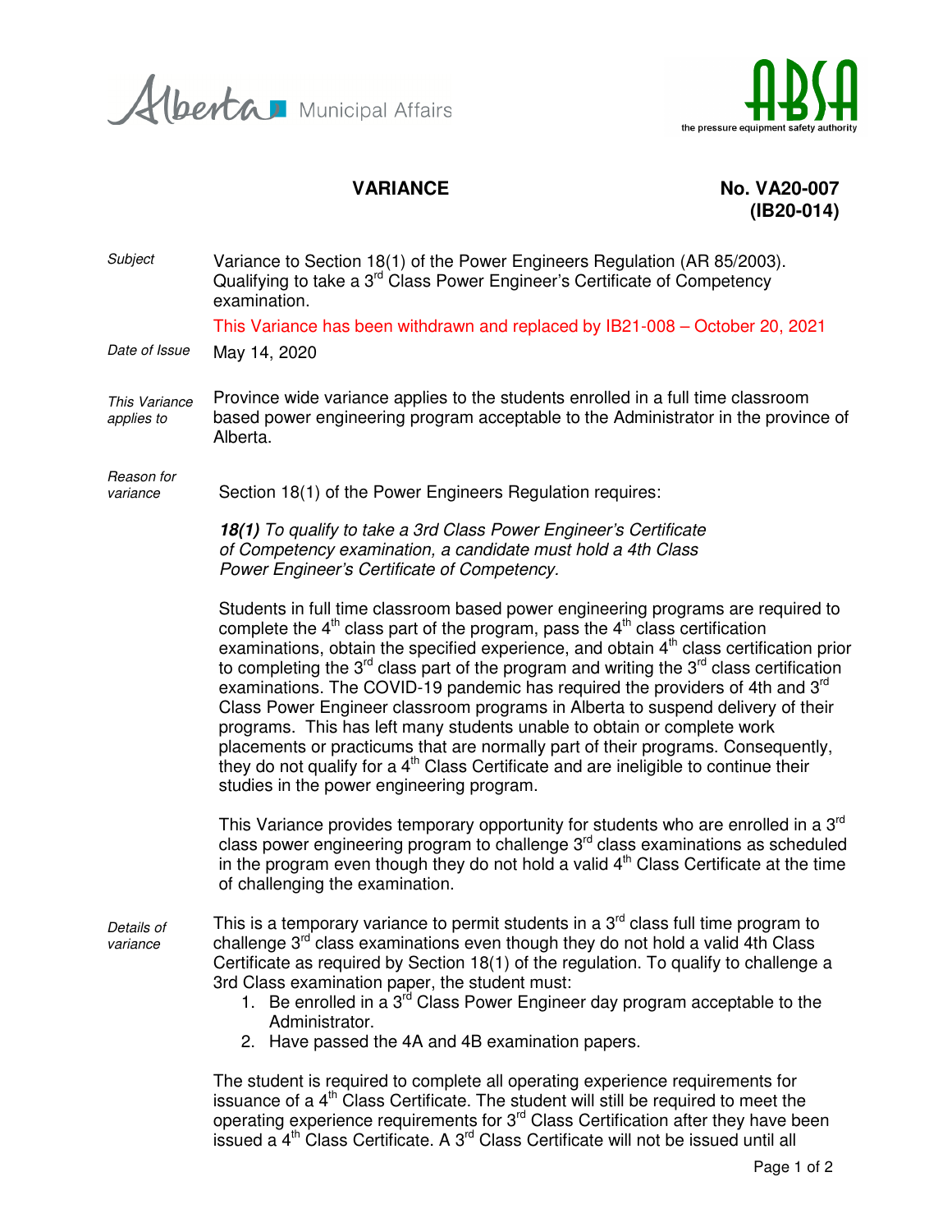Alberta Municipal Affairs

ABSA the pressure equipment safety authority

# VARIANCE

**No. VA20-007**
**(IB20-014)**

*Subject*

Variance to Section 18(1) of the Power Engineers Regulation (AR 85/2003). Qualifying to take a 3rd Class Power Engineer's Certificate of Competency examination.

This Variance has been withdrawn and replaced by IB21-008 – October 20, 2021

*Date of Issue*

May 14, 2020

*This Variance applies to*

Province wide variance applies to the students enrolled in a full time classroom based power engineering program acceptable to the Administrator in the province of Alberta.

*Reason for variance*

Section 18(1) of the Power Engineers Regulation requires:

***18(1)*** *To qualify to take a 3rd Class Power Engineer's Certificate of Competency examination, a candidate must hold a 4th Class Power Engineer's Certificate of Competency.*

Students in full time classroom based power engineering programs are required to complete the 4th class part of the program, pass the 4th class certification examinations, obtain the specified experience, and obtain 4th class certification prior to completing the 3rd class part of the program and writing the 3rd class certification examinations. The COVID-19 pandemic has required the providers of 4th and 3rd Class Power Engineer classroom programs in Alberta to suspend delivery of their programs. This has left many students unable to obtain or complete work placements or practicums that are normally part of their programs. Consequently, they do not qualify for a 4th Class Certificate and are ineligible to continue their studies in the power engineering program.

This Variance provides temporary opportunity for students who are enrolled in a 3rd class power engineering program to challenge 3rd class examinations as scheduled in the program even though they do not hold a valid 4th Class Certificate at the time of challenging the examination.

*Details of variance*

This is a temporary variance to permit students in a 3rd class full time program to challenge 3rd class examinations even though they do not hold a valid 4th Class Certificate as required by Section 18(1) of the regulation. To qualify to challenge a 3rd Class examination paper, the student must:

1. Be enrolled in a 3rd Class Power Engineer day program acceptable to the Administrator.
2. Have passed the 4A and 4B examination papers.

The student is required to complete all operating experience requirements for issuance of a 4th Class Certificate. The student will still be required to meet the operating experience requirements for 3rd Class Certification after they have been issued a 4th Class Certificate. A 3rd Class Certificate will not be issued until all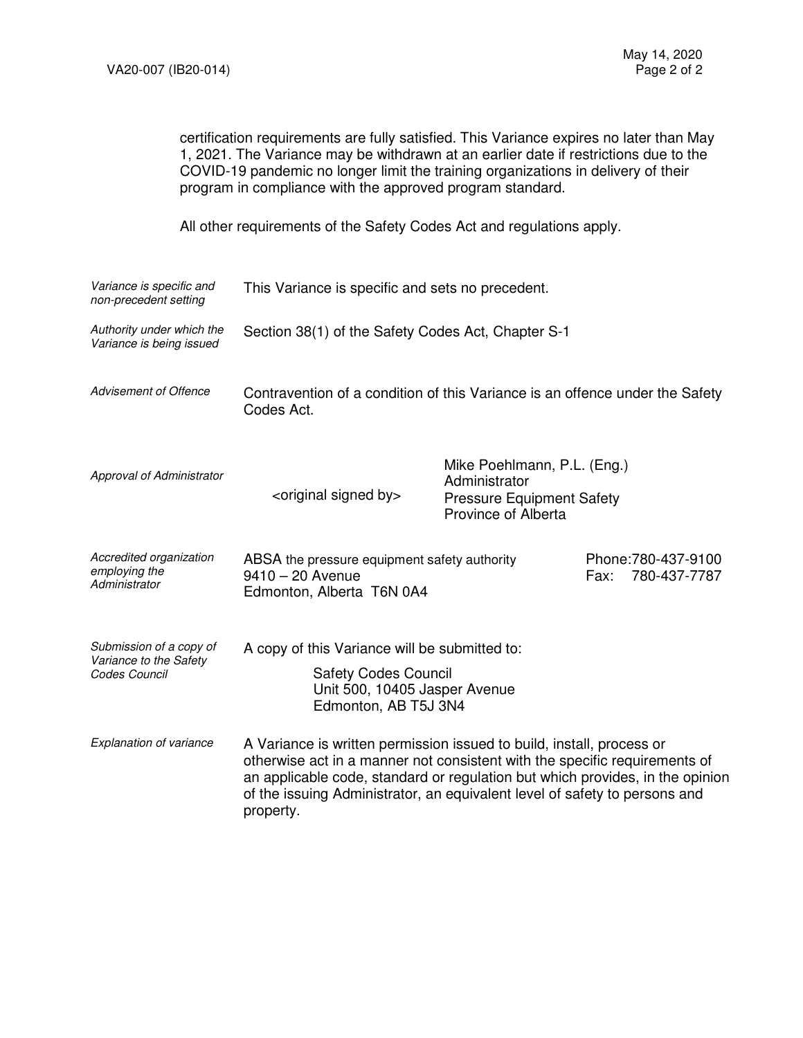certification requirements are fully satisfied. This Variance expires no later than May 1, 2021. The Variance may be withdrawn at an earlier date if restrictions due to the COVID-19 pandemic no longer limit the training organizations in delivery of their program in compliance with the approved program standard.

All other requirements of the Safety Codes Act and regulations apply.

| | |
|---|---|
| *Variance is specific and non-precedent setting* | This Variance is specific and sets no precedent. |
| *Authority under which the Variance is being issued* | Section 38(1) of the Safety Codes Act, Chapter S-1 |
| *Advisement of Offence* | Contravention of a condition of this Variance is an offence under the Safety Codes Act. |
| *Approval of Administrator* | <original signed by> Mike Poehlmann, P.L. (Eng.) Administrator Pressure Equipment Safety Province of Alberta |
| *Accredited organization employing the Administrator* | ABSA the pressure equipment safety authority 9410 – 20 Avenue Edmonton, Alberta T6N 0A4 Phone:780-437-9100 Fax: 780-437-7787 |
| *Submission of a copy of Variance to the Safety Codes Council* | A copy of this Variance will be submitted to: Safety Codes Council Unit 500, 10405 Jasper Avenue Edmonton, AB T5J 3N4 |
| *Explanation of variance* | A Variance is written permission issued to build, install, process or otherwise act in a manner not consistent with the specific requirements of an applicable code, standard or regulation but which provides, in the opinion of the issuing Administrator, an equivalent level of safety to persons and property. |